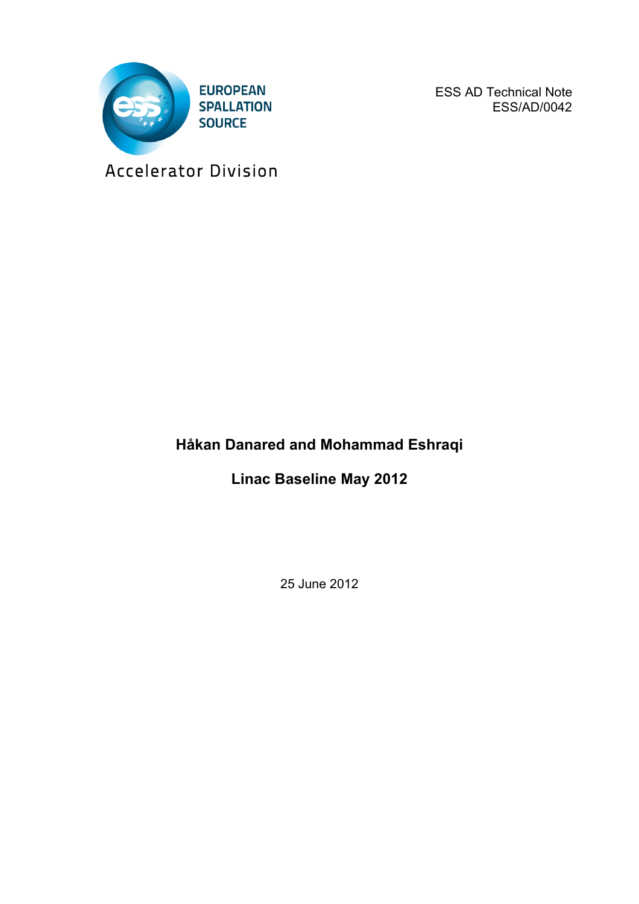EUROPEAN SPALLATION SOURCE

Accelerator Division

ESS AD Technical Note
ESS/AD/0042

**Håkan Danared and Mohammad Eshraqi**

# Linac Baseline May 2012

25 June 2012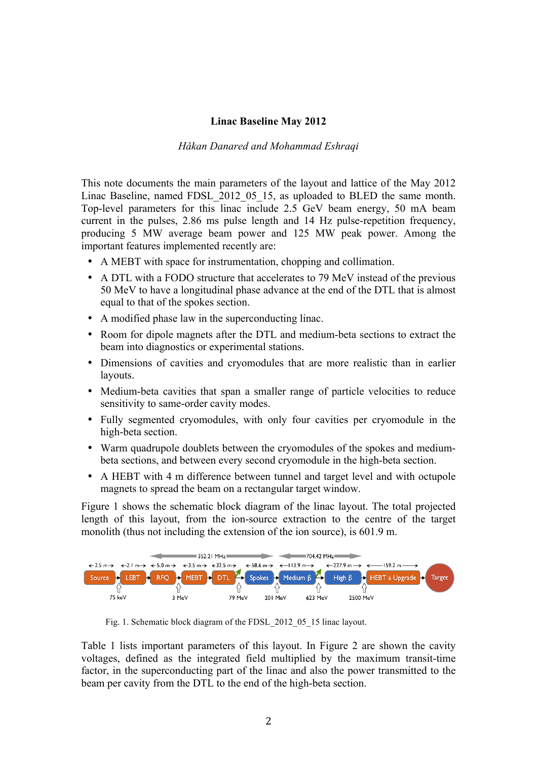**Linac Baseline May 2012**

*Håkan Danared and Mohammad Eshraqi*

This note documents the main parameters of the layout and lattice of the May 2012 Linac Baseline, named FDSL_2012_05_15, as uploaded to BLED the same month. Top-level parameters for this linac include 2.5 GeV beam energy, 50 mA beam current in the pulses, 2.86 ms pulse length and 14 Hz pulse-repetition frequency, producing 5 MW average beam power and 125 MW peak power. Among the important features implemented recently are:

- A MEBT with space for instrumentation, chopping and collimation.
- A DTL with a FODO structure that accelerates to 79 MeV instead of the previous 50 MeV to have a longitudinal phase advance at the end of the DTL that is almost equal to that of the spokes section.
- A modified phase law in the superconducting linac.
- Room for dipole magnets after the DTL and medium-beta sections to extract the beam into diagnostics or experimental stations.
- Dimensions of cavities and cryomodules that are more realistic than in earlier layouts.
- Medium-beta cavities that span a smaller range of particle velocities to reduce sensitivity to same-order cavity modes.
- Fully segmented cryomodules, with only four cavities per cryomodule in the high-beta section.
- Warm quadrupole doublets between the cryomodules of the spokes and medium-beta sections, and between every second cryomodule in the high-beta section.
- A HEBT with 4 m difference between tunnel and target level and with octupole magnets to spread the beam on a rectangular target window.

Figure 1 shows the schematic block diagram of the linac layout. The total projected length of this layout, from the ion-source extraction to the centre of the target monolith (thus not including the extension of the ion source), is 601.9 m.

Source (2.5 m) → LEBT (2.1 m) → RFQ (5.0 m) → MEBT (3.5 m) → DTL (32.5 m) → Spokes (58.6 m) → Medium β (113.9 m) → High β (227.9 m) → HEBT & Upgrade (159.2 m) → Target

352.21 MHz: RFQ to Spokes; 704.42 MHz: Medium β to High β

75 keV, 3 MeV, 79 MeV, 201 MeV, 623 MeV, 2500 MeV

Fig. 1. Schematic block diagram of the FDSL_2012_05_15 linac layout.

Table 1 lists important parameters of this layout. In Figure 2 are shown the cavity voltages, defined as the integrated field multiplied by the maximum transit-time factor, in the superconducting part of the linac and also the power transmitted to the beam per cavity from the DTL to the end of the high-beta section.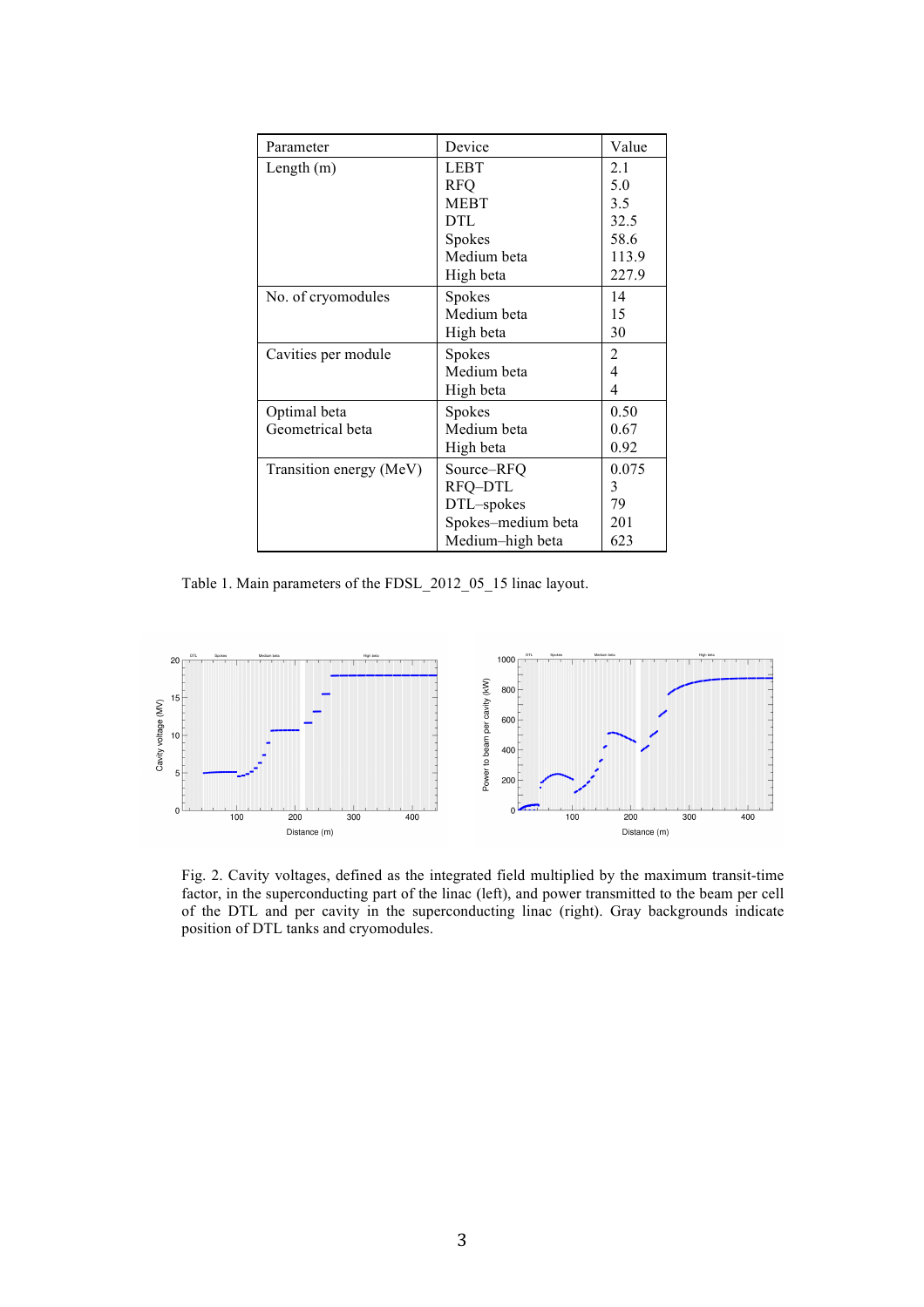| Parameter | Device | Value |
|---|---|---|
| Length (m) | LEBT | 2.1 |
| | RFQ | 5.0 |
| | MEBT | 3.5 |
| | DTL | 32.5 |
| | Spokes | 58.6 |
| | Medium beta | 113.9 |
| | High beta | 227.9 |
| No. of cryomodules | Spokes | 14 |
| | Medium beta | 15 |
| | High beta | 30 |
| Cavities per module | Spokes | 2 |
| | Medium beta | 4 |
| | High beta | 4 |
| Optimal beta<br>Geometrical beta | Spokes | 0.50 |
| | Medium beta | 0.67 |
| | High beta | 0.92 |
| Transition energy (MeV) | Source–RFQ | 0.075 |
| | RFQ–DTL | 3 |
| | DTL–spokes | 79 |
| | Spokes–medium beta | 201 |
| | Medium–high beta | 623 |

Table 1. Main parameters of the FDSL_2012_05_15 linac layout.

DTL Spokes Medium beta High beta
Cavity voltage (MV)
20
15
10
5
0
100 200 300 400
Distance (m)

DTL Spokes Medium beta High beta
Power to beam per cavity (kW)
1000
800
600
400
200
0
100 200 300 400
Distance (m)

Fig. 2. Cavity voltages, defined as the integrated field multiplied by the maximum transit-time factor, in the superconducting part of the linac (left), and power transmitted to the beam per cell of the DTL and per cavity in the superconducting linac (right). Gray backgrounds indicate position of DTL tanks and cryomodules.